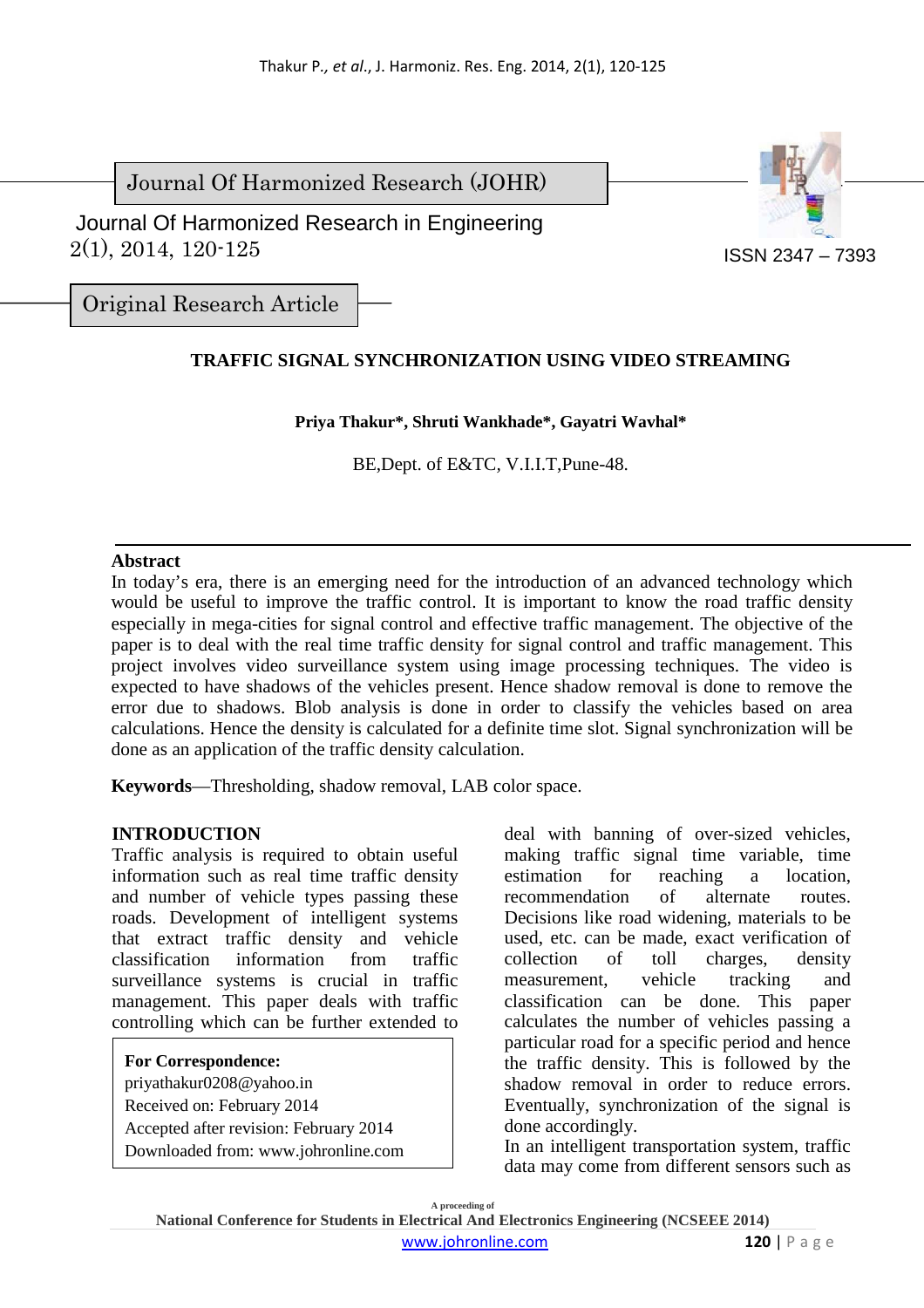Journal Of Harmonized Research (JOHR)

Journal Of Harmonized Research in Engineering
2(1), 2014, 120-125

ISSN 2347 – 7393

Original Research Article

# TRAFFIC SIGNAL SYNCHRONIZATION USING VIDEO STREAMING

**Priya Thakur\*, Shruti Wankhade\*, Gayatri Wavhal\***

BE,Dept. of E&TC, V.I.I.T,Pune-48.

## Abstract

In today's era, there is an emerging need for the introduction of an advanced technology which would be useful to improve the traffic control. It is important to know the road traffic density especially in mega-cities for signal control and effective traffic management. The objective of the paper is to deal with the real time traffic density for signal control and traffic management. This project involves video surveillance system using image processing techniques. The video is expected to have shadows of the vehicles present. Hence shadow removal is done to remove the error due to shadows. Blob analysis is done in order to classify the vehicles based on area calculations. Hence the density is calculated for a definite time slot. Signal synchronization will be done as an application of the traffic density calculation.

**Keywords**—Thresholding, shadow removal, LAB color space.

## INTRODUCTION

Traffic analysis is required to obtain useful information such as real time traffic density and number of vehicle types passing these roads. Development of intelligent systems that extract traffic density and vehicle classification information from traffic surveillance systems is crucial in traffic management. This paper deals with traffic controlling which can be further extended to deal with banning of over-sized vehicles, making traffic signal time variable, time estimation for reaching a location, recommendation of alternate routes. Decisions like road widening, materials to be used, etc. can be made, exact verification of collection of toll charges, density measurement, vehicle tracking and classification can be done. This paper calculates the number of vehicles passing a particular road for a specific period and hence the traffic density. This is followed by the shadow removal in order to reduce errors. Eventually, synchronization of the signal is done accordingly.

In an intelligent transportation system, traffic data may come from different sensors such as

**For Correspondence:**
priyathakur0208@yahoo.in
Received on: February 2014
Accepted after revision: February 2014
Downloaded from: www.johronline.com

A proceeding of
National Conference for Students in Electrical And Electronics Engineering (NCSEEE 2014)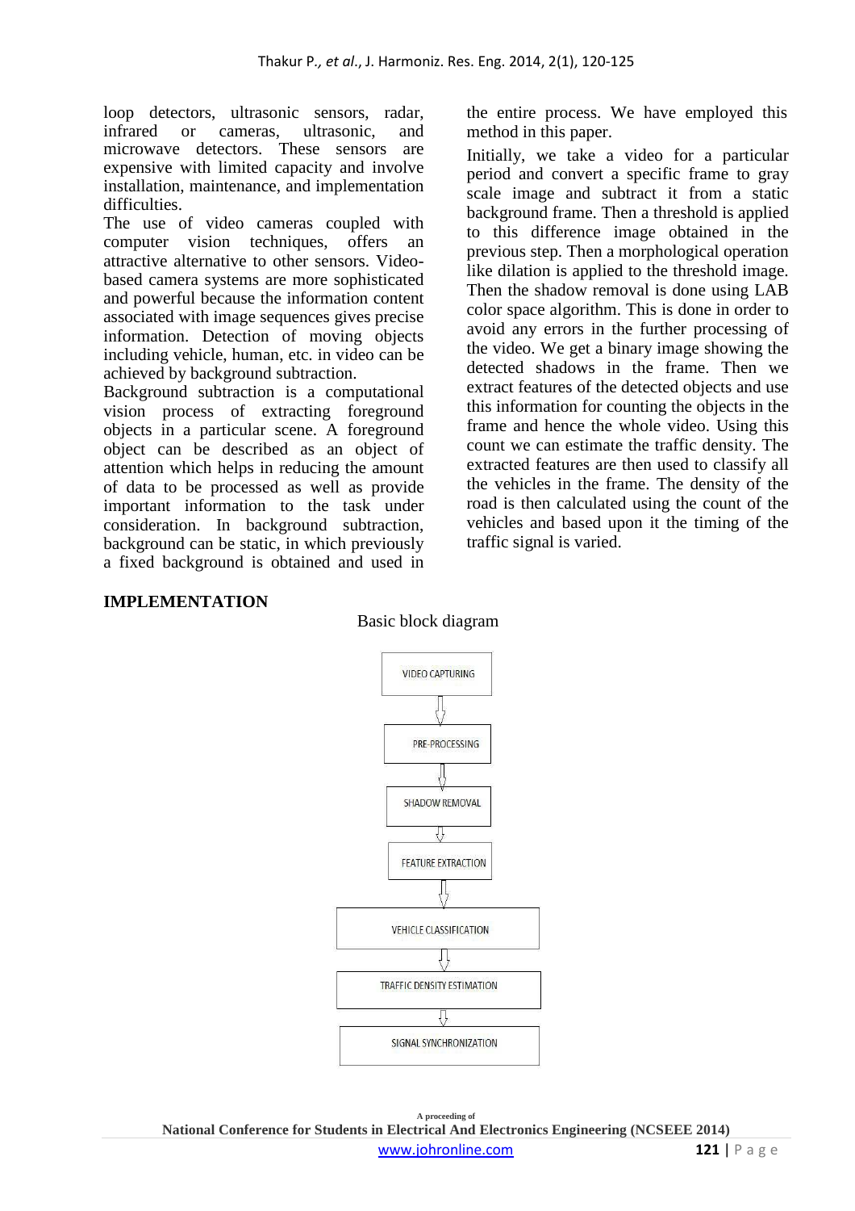loop detectors, ultrasonic sensors, radar, infrared or cameras, ultrasonic, and microwave detectors. These sensors are expensive with limited capacity and involve installation, maintenance, and implementation difficulties.

The use of video cameras coupled with computer vision techniques, offers an attractive alternative to other sensors. Video-based camera systems are more sophisticated and powerful because the information content associated with image sequences gives precise information. Detection of moving objects including vehicle, human, etc. in video can be achieved by background subtraction.

Background subtraction is a computational vision process of extracting foreground objects in a particular scene. A foreground object can be described as an object of attention which helps in reducing the amount of data to be processed as well as provide important information to the task under consideration. In background subtraction, background can be static, in which previously a fixed background is obtained and used in the entire process. We have employed this method in this paper.

Initially, we take a video for a particular period and convert a specific frame to gray scale image and subtract it from a static background frame. Then a threshold is applied to this difference image obtained in the previous step. Then a morphological operation like dilation is applied to the threshold image. Then the shadow removal is done using LAB color space algorithm. This is done in order to avoid any errors in the further processing of the video. We get a binary image showing the detected shadows in the frame. Then we extract features of the detected objects and use this information for counting the objects in the frame and hence the whole video. Using this count we can estimate the traffic density. The extracted features are then used to classify all the vehicles in the frame. The density of the road is then calculated using the count of the vehicles and based upon it the timing of the traffic signal is varied.

## IMPLEMENTATION

Basic block diagram

VIDEO CAPTURING
↓
PRE-PROCESSING
↓
SHADOW REMOVAL
↓
FEATURE EXTRACTION
↓
VEHICLE CLASSIFICATION
↓
TRAFFIC DENSITY ESTIMATION
↓
SIGNAL SYNCHRONIZATION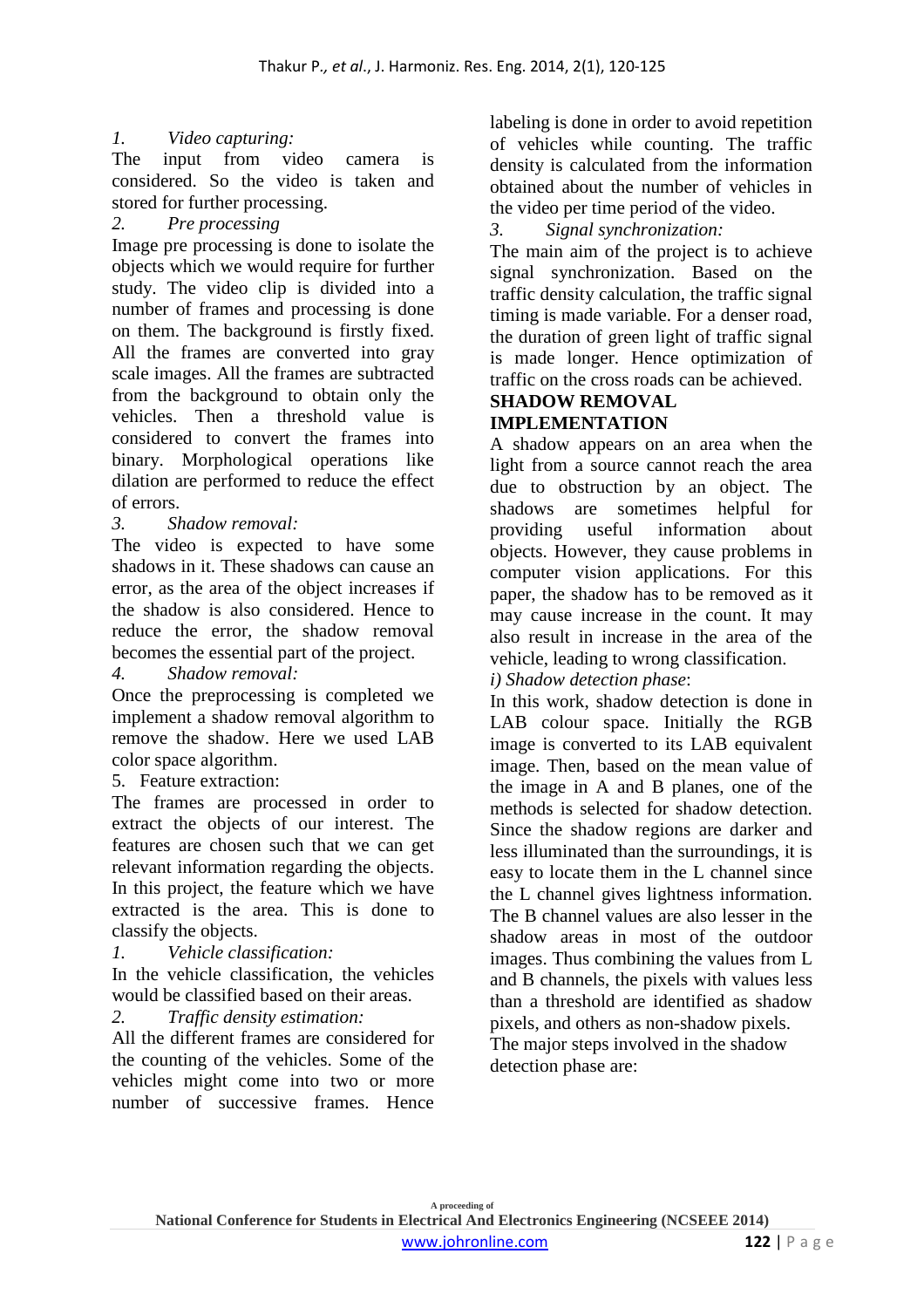*1. Video capturing:*

The input from video camera is considered. So the video is taken and stored for further processing.

*2. Pre processing*

Image pre processing is done to isolate the objects which we would require for further study. The video clip is divided into a number of frames and processing is done on them. The background is firstly fixed. All the frames are converted into gray scale images. All the frames are subtracted from the background to obtain only the vehicles. Then a threshold value is considered to convert the frames into binary. Morphological operations like dilation are performed to reduce the effect of errors.

*3. Shadow removal:*

The video is expected to have some shadows in it. These shadows can cause an error, as the area of the object increases if the shadow is also considered. Hence to reduce the error, the shadow removal becomes the essential part of the project.

*4. Shadow removal:*

Once the preprocessing is completed we implement a shadow removal algorithm to remove the shadow. Here we used LAB color space algorithm.

5. Feature extraction:

The frames are processed in order to extract the objects of our interest. The features are chosen such that we can get relevant information regarding the objects. In this project, the feature which we have extracted is the area. This is done to classify the objects.

*1. Vehicle classification:*

In the vehicle classification, the vehicles would be classified based on their areas.

*2. Traffic density estimation:*

All the different frames are considered for the counting of the vehicles. Some of the vehicles might come into two or more number of successive frames. Hence labeling is done in order to avoid repetition of vehicles while counting. The traffic density is calculated from the information obtained about the number of vehicles in the video per time period of the video.

*3. Signal synchronization:*

The main aim of the project is to achieve signal synchronization. Based on the traffic density calculation, the traffic signal timing is made variable. For a denser road, the duration of green light of traffic signal is made longer. Hence optimization of traffic on the cross roads can be achieved.

## SHADOW REMOVAL IMPLEMENTATION

A shadow appears on an area when the light from a source cannot reach the area due to obstruction by an object. The shadows are sometimes helpful for providing useful information about objects. However, they cause problems in computer vision applications. For this paper, the shadow has to be removed as it may cause increase in the count. It may also result in increase in the area of the vehicle, leading to wrong classification.

*i) Shadow detection phase*:

In this work, shadow detection is done in LAB colour space. Initially the RGB image is converted to its LAB equivalent image. Then, based on the mean value of the image in A and B planes, one of the methods is selected for shadow detection. Since the shadow regions are darker and less illuminated than the surroundings, it is easy to locate them in the L channel since the L channel gives lightness information. The B channel values are also lesser in the shadow areas in most of the outdoor images. Thus combining the values from L and B channels, the pixels with values less than a threshold are identified as shadow pixels, and others as non-shadow pixels.

The major steps involved in the shadow detection phase are: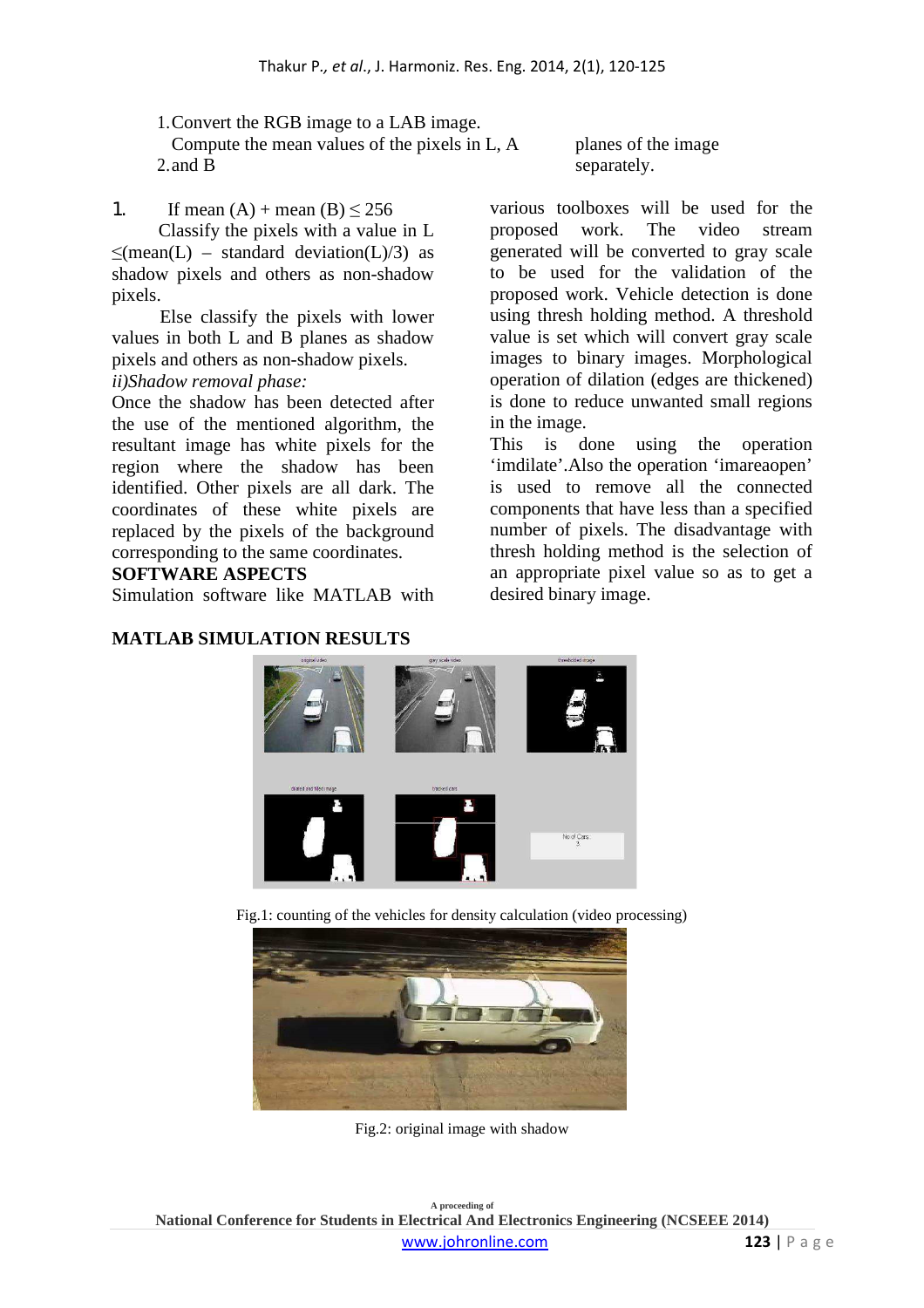1. Convert the RGB image to a LAB image.
2. Compute the mean values of the pixels in L, A and B planes of the image separately.

1. If mean (A) + mean (B) $\leq$ 256

   Classify the pixels with a value in L $\leq$(mean(L) – standard deviation(L)/3) as shadow pixels and others as non-shadow pixels.

   Else classify the pixels with lower values in both L and B planes as shadow pixels and others as non-shadow pixels.

*ii)Shadow removal phase:*

Once the shadow has been detected after the use of the mentioned algorithm, the resultant image has white pixels for the region where the shadow has been identified. Other pixels are all dark. The coordinates of these white pixels are replaced by the pixels of the background corresponding to the same coordinates.

**SOFTWARE ASPECTS**

Simulation software like MATLAB with various toolboxes will be used for the proposed work. The video stream generated will be converted to gray scale to be used for the validation of the proposed work. Vehicle detection is done using thresh holding method. A threshold value is set which will convert gray scale images to binary images. Morphological operation of dilation (edges are thickened) is done to reduce unwanted small regions in the image.

This is done using the operation 'imdilate'.Also the operation 'imareaopen' is used to remove all the connected components that have less than a specified number of pixels. The disadvantage with thresh holding method is the selection of an appropriate pixel value so as to get a desired binary image.

**MATLAB SIMULATION RESULTS**

Fig.1: counting of the vehicles for density calculation (video processing)

Fig.2: original image with shadow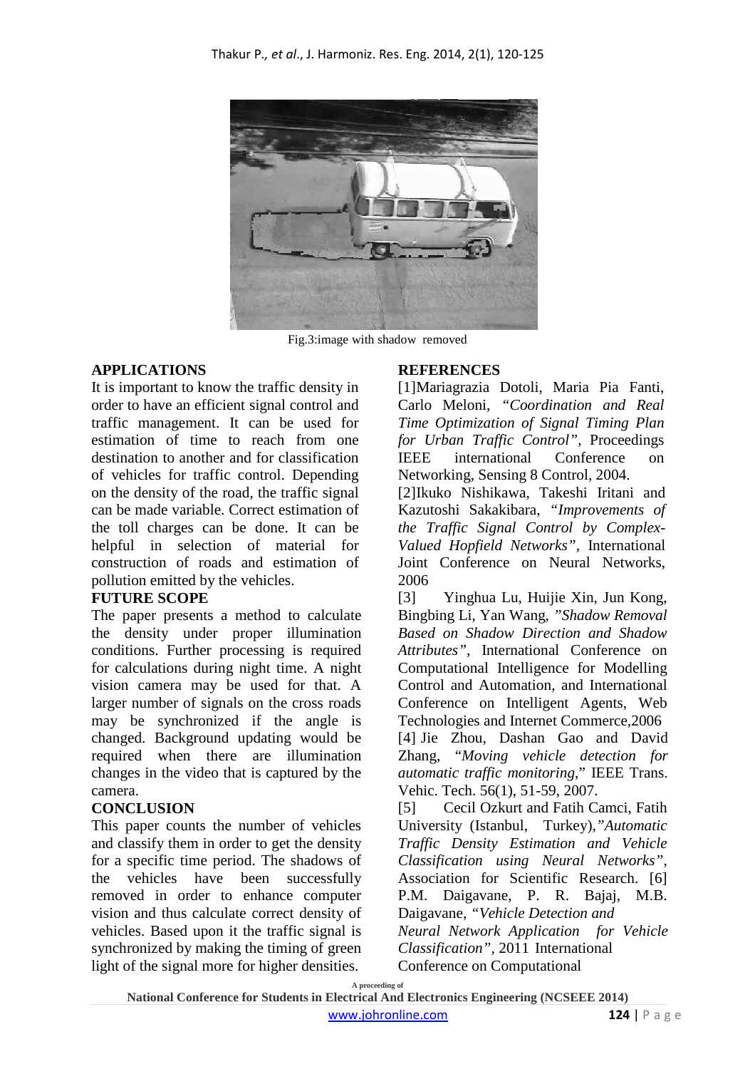Fig.3:image with shadow removed

## APPLICATIONS

It is important to know the traffic density in order to have an efficient signal control and traffic management. It can be used for estimation of time to reach from one destination to another and for classification of vehicles for traffic control. Depending on the density of the road, the traffic signal can be made variable. Correct estimation of the toll charges can be done. It can be helpful in selection of material for construction of roads and estimation of pollution emitted by the vehicles.

## FUTURE SCOPE

The paper presents a method to calculate the density under proper illumination conditions. Further processing is required for calculations during night time. A night vision camera may be used for that. A larger number of signals on the cross roads may be synchronized if the angle is changed. Background updating would be required when there are illumination changes in the video that is captured by the camera.

## CONCLUSION

This paper counts the number of vehicles and classify them in order to get the density for a specific time period. The shadows of the vehicles have been successfully removed in order to enhance computer vision and thus calculate correct density of vehicles. Based upon it the traffic signal is synchronized by making the timing of green light of the signal more for higher densities.

## REFERENCES

[1]Mariagrazia Dotoli, Maria Pia Fanti, Carlo Meloni, *"Coordination and Real Time Optimization of Signal Timing Plan for Urban Traffic Control"*, Proceedings IEEE international Conference on Networking, Sensing 8 Control, 2004.

[2]Ikuko Nishikawa, Takeshi Iritani and Kazutoshi Sakakibara, *"Improvements of the Traffic Signal Control by Complex-Valued Hopfield Networks"*, International Joint Conference on Neural Networks, 2006

[3] Yinghua Lu, Huijie Xin, Jun Kong, Bingbing Li, Yan Wang, *"Shadow Removal Based on Shadow Direction and Shadow Attributes"*, International Conference on Computational Intelligence for Modelling Control and Automation, and International Conference on Intelligent Agents, Web Technologies and Internet Commerce,2006

[4] Jie Zhou, Dashan Gao and David Zhang, "*Moving vehicle detection for automatic traffic monitoring*," IEEE Trans. Vehic. Tech. 56(1), 51-59, 2007.

[5] Cecil Ozkurt and Fatih Camci, Fatih University (Istanbul, Turkey),*"Automatic Traffic Density Estimation and Vehicle Classification using Neural Networks"*, Association for Scientific Research.

[6] P.M. Daigavane, P. R. Bajaj, M.B. Daigavane, *"Vehicle Detection and Neural Network Application for Vehicle Classification"*, 2011 International Conference on Computational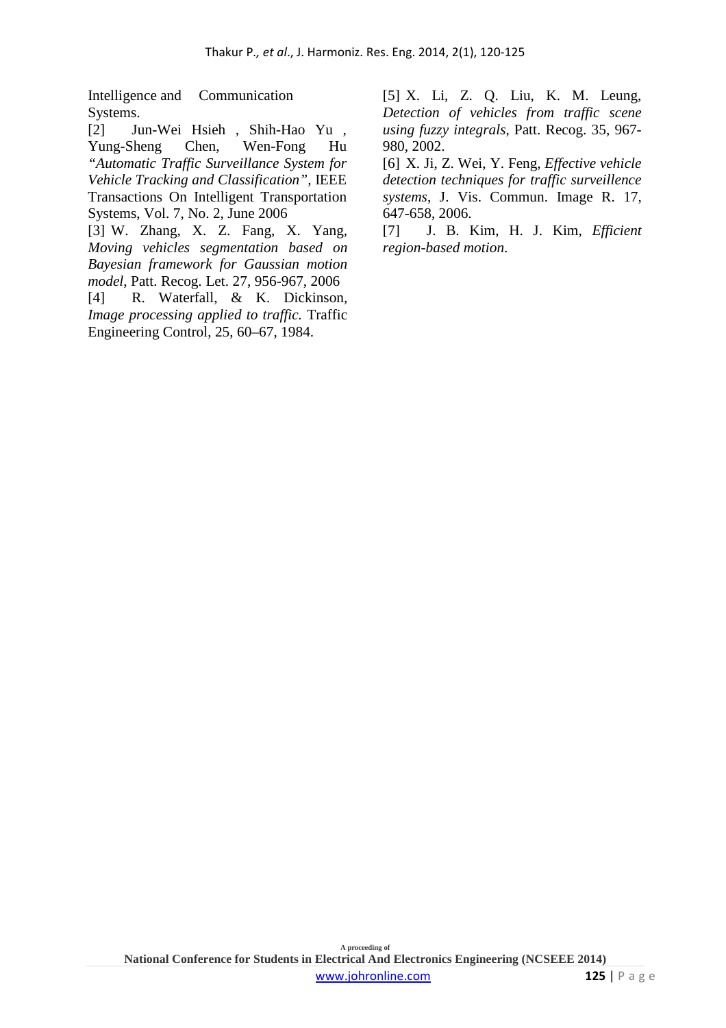Intelligence and Communication Systems.

[2] Jun-Wei Hsieh , Shih-Hao Yu , Yung-Sheng Chen, Wen-Fong Hu *"Automatic Traffic Surveillance System for Vehicle Tracking and Classification"*, IEEE Transactions On Intelligent Transportation Systems, Vol. 7, No. 2, June 2006

[3] W. Zhang, X. Z. Fang, X. Yang, *Moving vehicles segmentation based on Bayesian framework for Gaussian motion model*, Patt. Recog. Let. 27, 956-967, 2006

[4] R. Waterfall, & K. Dickinson, *Image processing applied to traffic.* Traffic Engineering Control, 25, 60–67, 1984.

[5] X. Li, Z. Q. Liu, K. M. Leung, *Detection of vehicles from traffic scene using fuzzy integrals*, Patt. Recog. 35, 967-980, 2002.

[6] X. Ji, Z. Wei, Y. Feng, *Effective vehicle detection techniques for traffic surveillence systems*, J. Vis. Commun. Image R. 17, 647-658, 2006.

[7] J. B. Kim, H. J. Kim, *Efficient region-based motion*.